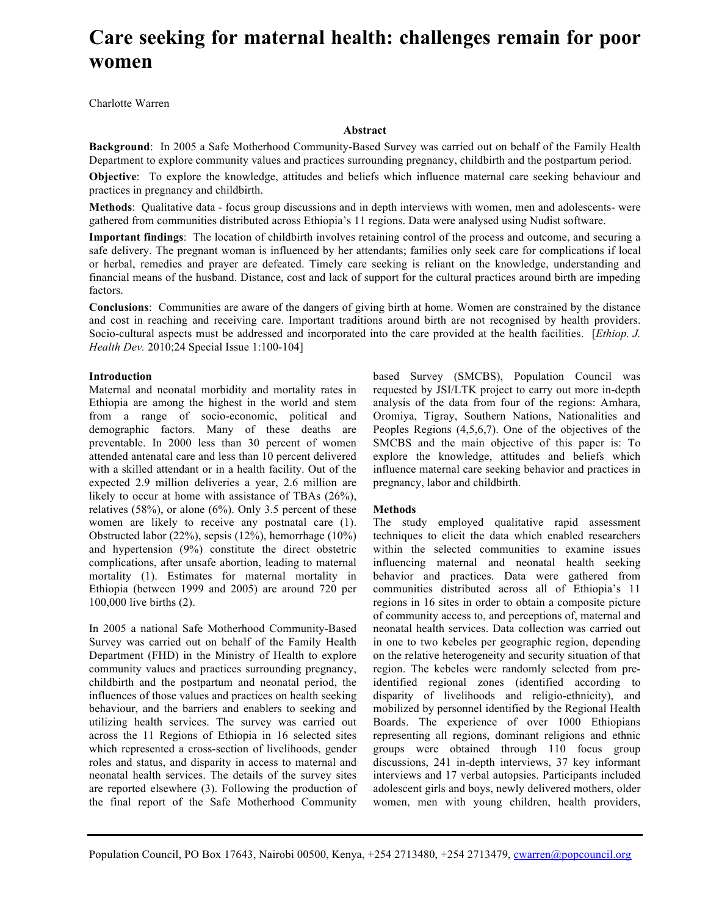# Care seeking for maternal health: challenges remain for poor women

Charlotte Warren

## Abstract

**Background**: In 2005 a Safe Motherhood Community-Based Survey was carried out on behalf of the Family Health Department to explore community values and practices surrounding pregnancy, childbirth and the postpartum period.

**Objective**: To explore the knowledge, attitudes and beliefs which influence maternal care seeking behaviour and practices in pregnancy and childbirth.

**Methods**: Qualitative data - focus group discussions and in depth interviews with women, men and adolescents- were gathered from communities distributed across Ethiopia's 11 regions. Data were analysed using Nudist software.

**Important findings**: The location of childbirth involves retaining control of the process and outcome, and securing a safe delivery. The pregnant woman is influenced by her attendants; families only seek care for complications if local or herbal, remedies and prayer are defeated. Timely care seeking is reliant on the knowledge, understanding and financial means of the husband. Distance, cost and lack of support for the cultural practices around birth are impeding factors.

**Conclusions**: Communities are aware of the dangers of giving birth at home. Women are constrained by the distance and cost in reaching and receiving care. Important traditions around birth are not recognised by health providers. Socio-cultural aspects must be addressed and incorporated into the care provided at the health facilities. [*Ethiop. J. Health Dev.* 2010;24 Special Issue 1:100-104]

## Introduction

Maternal and neonatal morbidity and mortality rates in Ethiopia are among the highest in the world and stem from a range of socio-economic, political and demographic factors. Many of these deaths are preventable. In 2000 less than 30 percent of women attended antenatal care and less than 10 percent delivered with a skilled attendant or in a health facility. Out of the expected 2.9 million deliveries a year, 2.6 million are likely to occur at home with assistance of TBAs (26%), relatives (58%), or alone (6%). Only 3.5 percent of these women are likely to receive any postnatal care (1). Obstructed labor (22%), sepsis (12%), hemorrhage (10%) and hypertension (9%) constitute the direct obstetric complications, after unsafe abortion, leading to maternal mortality (1). Estimates for maternal mortality in Ethiopia (between 1999 and 2005) are around 720 per 100,000 live births (2).

In 2005 a national Safe Motherhood Community-Based Survey was carried out on behalf of the Family Health Department (FHD) in the Ministry of Health to explore community values and practices surrounding pregnancy, childbirth and the postpartum and neonatal period, the influences of those values and practices on health seeking behaviour, and the barriers and enablers to seeking and utilizing health services. The survey was carried out across the 11 Regions of Ethiopia in 16 selected sites which represented a cross-section of livelihoods, gender roles and status, and disparity in access to maternal and neonatal health services. The details of the survey sites are reported elsewhere (3). Following the production of the final report of the Safe Motherhood Community based Survey (SMCBS), Population Council was requested by JSI/LTK project to carry out more in-depth analysis of the data from four of the regions: Amhara, Oromiya, Tigray, Southern Nations, Nationalities and Peoples Regions (4,5,6,7). One of the objectives of the SMCBS and the main objective of this paper is: To explore the knowledge, attitudes and beliefs which influence maternal care seeking behavior and practices in pregnancy, labor and childbirth.

## Methods

The study employed qualitative rapid assessment techniques to elicit the data which enabled researchers within the selected communities to examine issues influencing maternal and neonatal health seeking behavior and practices. Data were gathered from communities distributed across all of Ethiopia's 11 regions in 16 sites in order to obtain a composite picture of community access to, and perceptions of, maternal and neonatal health services. Data collection was carried out in one to two kebeles per geographic region, depending on the relative heterogeneity and security situation of that region. The kebeles were randomly selected from pre-identified regional zones (identified according to disparity of livelihoods and religio-ethnicity), and mobilized by personnel identified by the Regional Health Boards. The experience of over 1000 Ethiopians representing all regions, dominant religions and ethnic groups were obtained through 110 focus group discussions, 241 in-depth interviews, 37 key informant interviews and 17 verbal autopsies. Participants included adolescent girls and boys, newly delivered mothers, older women, men with young children, health providers,

Population Council, PO Box 17643, Nairobi 00500, Kenya, +254 2713480, +254 2713479, cwarren@popcouncil.org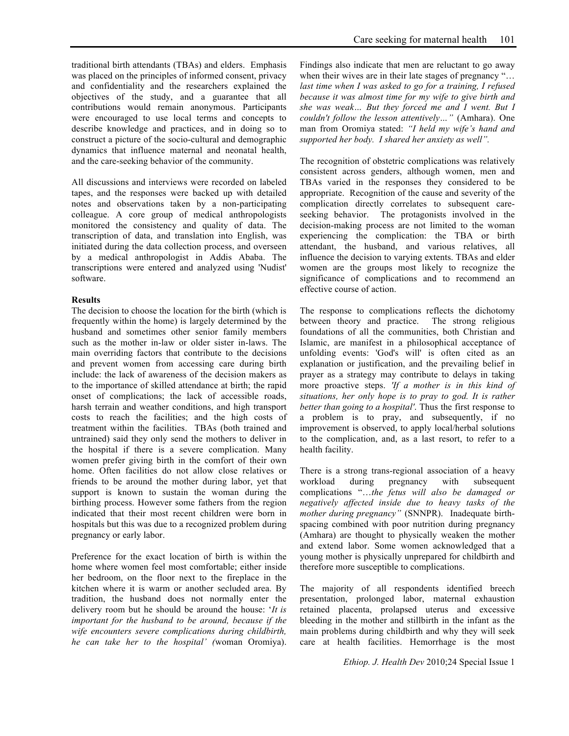traditional birth attendants (TBAs) and elders. Emphasis was placed on the principles of informed consent, privacy and confidentiality and the researchers explained the objectives of the study, and a guarantee that all contributions would remain anonymous. Participants were encouraged to use local terms and concepts to describe knowledge and practices, and in doing so to construct a picture of the socio-cultural and demographic dynamics that influence maternal and neonatal health, and the care-seeking behavior of the community.

All discussions and interviews were recorded on labeled tapes, and the responses were backed up with detailed notes and observations taken by a non-participating colleague. A core group of medical anthropologists monitored the consistency and quality of data. The transcription of data, and translation into English, was initiated during the data collection process, and overseen by a medical anthropologist in Addis Ababa. The transcriptions were entered and analyzed using 'Nudist' software.

**Results**

The decision to choose the location for the birth (which is frequently within the home) is largely determined by the husband and sometimes other senior family members such as the mother in-law or older sister in-laws. The main overriding factors that contribute to the decisions and prevent women from accessing care during birth include: the lack of awareness of the decision makers as to the importance of skilled attendance at birth; the rapid onset of complications; the lack of accessible roads, harsh terrain and weather conditions, and high transport costs to reach the facilities; and the high costs of treatment within the facilities. TBAs (both trained and untrained) said they only send the mothers to deliver in the hospital if there is a severe complication. Many women prefer giving birth in the comfort of their own home. Often facilities do not allow close relatives or friends to be around the mother during labor, yet that support is known to sustain the woman during the birthing process. However some fathers from the region indicated that their most recent children were born in hospitals but this was due to a recognized problem during pregnancy or early labor.

Preference for the exact location of birth is within the home where women feel most comfortable; either inside her bedroom, on the floor next to the fireplace in the kitchen where it is warm or another secluded area. By tradition, the husband does not normally enter the delivery room but he should be around the house: '*It is important for the husband to be around, because if the wife encounters severe complications during childbirth, he can take her to the hospital' (*woman Oromiya). Findings also indicate that men are reluctant to go away when their wives are in their late stages of pregnancy "… *last time when I was asked to go for a training, I refused because it was almost time for my wife to give birth and she was weak… But they forced me and I went. But I couldn't follow the lesson attentively…"* (Amhara). One man from Oromiya stated: *"I held my wife's hand and supported her body. I shared her anxiety as well".*

The recognition of obstetric complications was relatively consistent across genders, although women, men and TBAs varied in the responses they considered to be appropriate. Recognition of the cause and severity of the complication directly correlates to subsequent care-seeking behavior. The protagonists involved in the decision-making process are not limited to the woman experiencing the complication: the TBA or birth attendant, the husband, and various relatives, all influence the decision to varying extents. TBAs and elder women are the groups most likely to recognize the significance of complications and to recommend an effective course of action.

The response to complications reflects the dichotomy between theory and practice. The strong religious foundations of all the communities, both Christian and Islamic, are manifest in a philosophical acceptance of unfolding events: 'God's will' is often cited as an explanation or justification, and the prevailing belief in prayer as a strategy may contribute to delays in taking more proactive steps. *'If a mother is in this kind of situations, her only hope is to pray to god. It is rather better than going to a hospital'.* Thus the first response to a problem is to pray, and subsequently, if no improvement is observed, to apply local/herbal solutions to the complication, and, as a last resort, to refer to a health facility.

There is a strong trans-regional association of a heavy workload during pregnancy with subsequent complications "…*the fetus will also be damaged or negatively affected inside due to heavy tasks of the mother during pregnancy"* (SNNPR). Inadequate birth-spacing combined with poor nutrition during pregnancy (Amhara) are thought to physically weaken the mother and extend labor. Some women acknowledged that a young mother is physically unprepared for childbirth and therefore more susceptible to complications.

The majority of all respondents identified breech presentation, prolonged labor, maternal exhaustion retained placenta, prolapsed uterus and excessive bleeding in the mother and stillbirth in the infant as the main problems during childbirth and why they will seek care at health facilities. Hemorrhage is the most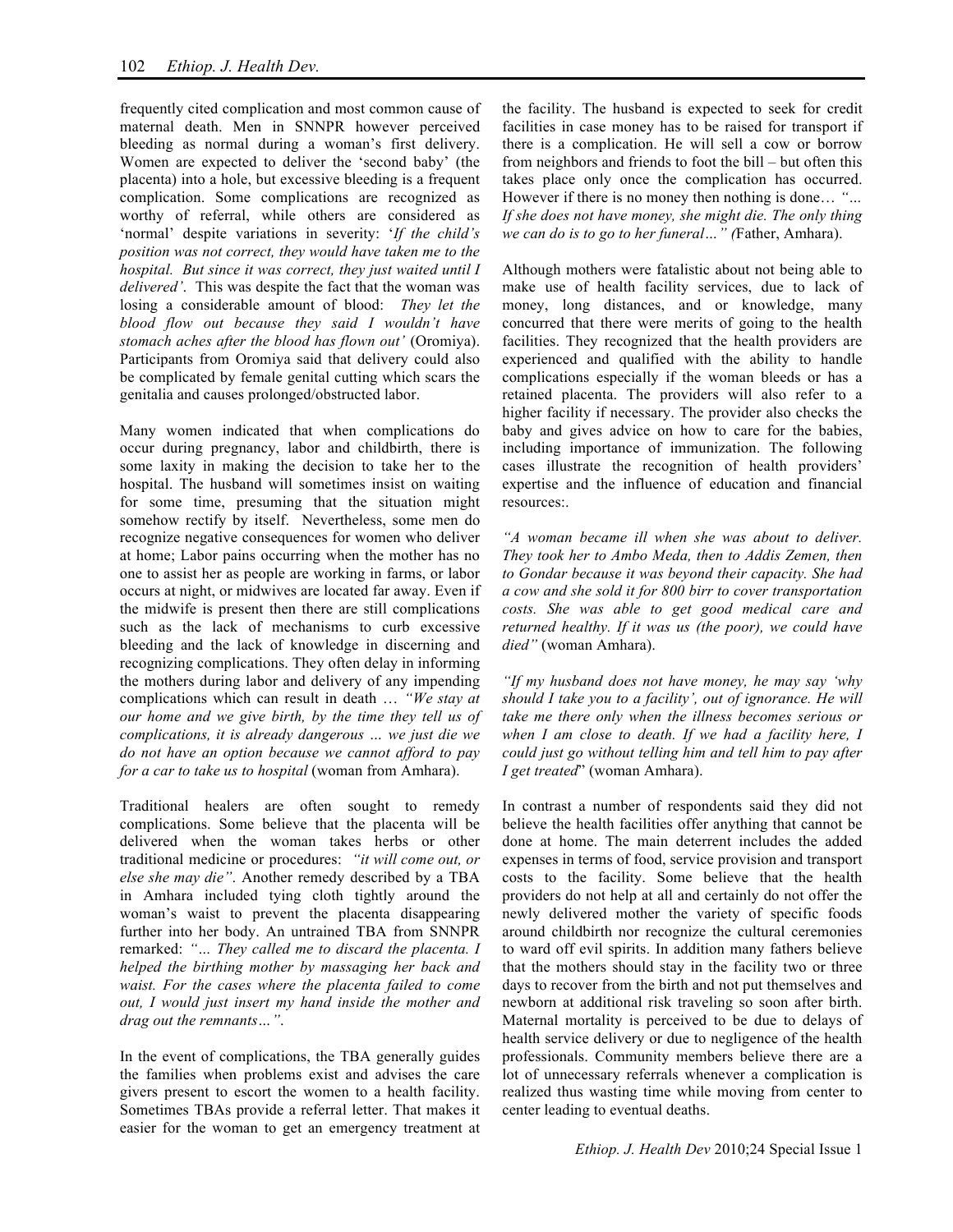frequently cited complication and most common cause of maternal death. Men in SNNPR however perceived bleeding as normal during a woman's first delivery. Women are expected to deliver the 'second baby' (the placenta) into a hole, but excessive bleeding is a frequent complication. Some complications are recognized as worthy of referral, while others are considered as 'normal' despite variations in severity: '*If the child's position was not correct, they would have taken me to the hospital. But since it was correct, they just waited until I delivered'*. This was despite the fact that the woman was losing a considerable amount of blood: *They let the blood flow out because they said I wouldn't have stomach aches after the blood has flown out'* (Oromiya). Participants from Oromiya said that delivery could also be complicated by female genital cutting which scars the genitalia and causes prolonged/obstructed labor.

Many women indicated that when complications do occur during pregnancy, labor and childbirth, there is some laxity in making the decision to take her to the hospital. The husband will sometimes insist on waiting for some time, presuming that the situation might somehow rectify by itself. Nevertheless, some men do recognize negative consequences for women who deliver at home; Labor pains occurring when the mother has no one to assist her as people are working in farms, or labor occurs at night, or midwives are located far away. Even if the midwife is present then there are still complications such as the lack of mechanisms to curb excessive bleeding and the lack of knowledge in discerning and recognizing complications. They often delay in informing the mothers during labor and delivery of any impending complications which can result in death … *"We stay at our home and we give birth, by the time they tell us of complications, it is already dangerous … we just die we do not have an option because we cannot afford to pay for a car to take us to hospital* (woman from Amhara).

Traditional healers are often sought to remedy complications. Some believe that the placenta will be delivered when the woman takes herbs or other traditional medicine or procedures: *"it will come out, or else she may die"*. Another remedy described by a TBA in Amhara included tying cloth tightly around the woman's waist to prevent the placenta disappearing further into her body. An untrained TBA from SNNPR remarked: *"… They called me to discard the placenta. I helped the birthing mother by massaging her back and waist. For the cases where the placenta failed to come out, I would just insert my hand inside the mother and drag out the remnants…"*.

In the event of complications, the TBA generally guides the families when problems exist and advises the care givers present to escort the women to a health facility. Sometimes TBAs provide a referral letter. That makes it easier for the woman to get an emergency treatment at the facility. The husband is expected to seek for credit facilities in case money has to be raised for transport if there is a complication. He will sell a cow or borrow from neighbors and friends to foot the bill – but often this takes place only once the complication has occurred. However if there is no money then nothing is done… *"… If she does not have money, she might die. The only thing we can do is to go to her funeral…" (*Father, Amhara).

Although mothers were fatalistic about not being able to make use of health facility services, due to lack of money, long distances, and or knowledge, many concurred that there were merits of going to the health facilities. They recognized that the health providers are experienced and qualified with the ability to handle complications especially if the woman bleeds or has a retained placenta. The providers will also refer to a higher facility if necessary. The provider also checks the baby and gives advice on how to care for the babies, including importance of immunization. The following cases illustrate the recognition of health providers' expertise and the influence of education and financial resources:.

*"A woman became ill when she was about to deliver. They took her to Ambo Meda, then to Addis Zemen, then to Gondar because it was beyond their capacity. She had a cow and she sold it for 800 birr to cover transportation costs. She was able to get good medical care and returned healthy. If it was us (the poor), we could have died"* (woman Amhara).

*"If my husband does not have money, he may say 'why should I take you to a facility', out of ignorance. He will take me there only when the illness becomes serious or when I am close to death. If we had a facility here, I could just go without telling him and tell him to pay after I get treated*" (woman Amhara).

In contrast a number of respondents said they did not believe the health facilities offer anything that cannot be done at home. The main deterrent includes the added expenses in terms of food, service provision and transport costs to the facility. Some believe that the health providers do not help at all and certainly do not offer the newly delivered mother the variety of specific foods around childbirth nor recognize the cultural ceremonies to ward off evil spirits. In addition many fathers believe that the mothers should stay in the facility two or three days to recover from the birth and not put themselves and newborn at additional risk traveling so soon after birth. Maternal mortality is perceived to be due to delays of health service delivery or due to negligence of the health professionals. Community members believe there are a lot of unnecessary referrals whenever a complication is realized thus wasting time while moving from center to center leading to eventual deaths.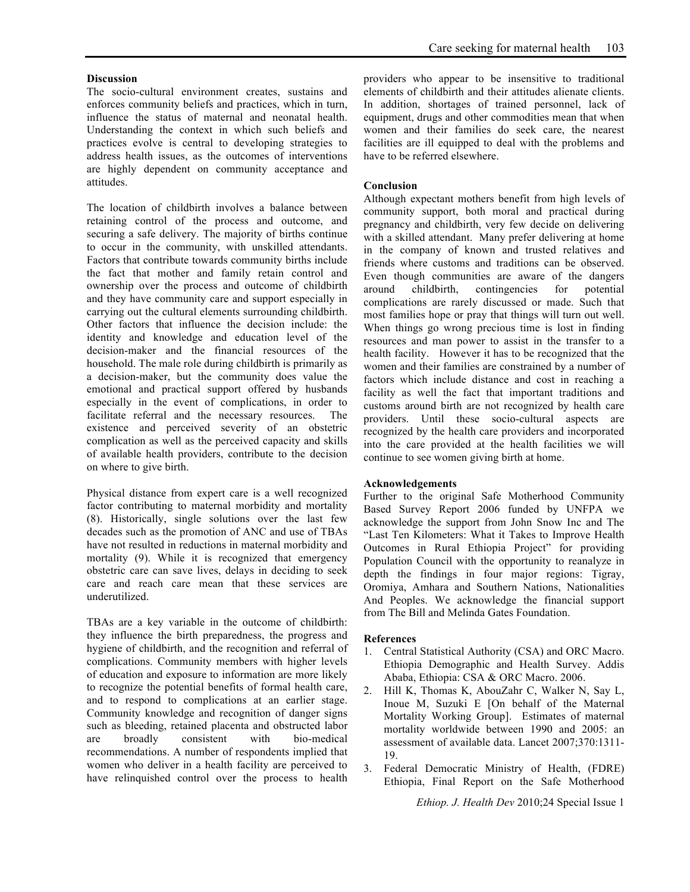## Discussion

The socio-cultural environment creates, sustains and enforces community beliefs and practices, which in turn, influence the status of maternal and neonatal health. Understanding the context in which such beliefs and practices evolve is central to developing strategies to address health issues, as the outcomes of interventions are highly dependent on community acceptance and attitudes.

The location of childbirth involves a balance between retaining control of the process and outcome, and securing a safe delivery. The majority of births continue to occur in the community, with unskilled attendants. Factors that contribute towards community births include the fact that mother and family retain control and ownership over the process and outcome of childbirth and they have community care and support especially in carrying out the cultural elements surrounding childbirth. Other factors that influence the decision include: the identity and knowledge and education level of the decision-maker and the financial resources of the household. The male role during childbirth is primarily as a decision-maker, but the community does value the emotional and practical support offered by husbands especially in the event of complications, in order to facilitate referral and the necessary resources. The existence and perceived severity of an obstetric complication as well as the perceived capacity and skills of available health providers, contribute to the decision on where to give birth.

Physical distance from expert care is a well recognized factor contributing to maternal morbidity and mortality (8). Historically, single solutions over the last few decades such as the promotion of ANC and use of TBAs have not resulted in reductions in maternal morbidity and mortality (9). While it is recognized that emergency obstetric care can save lives, delays in deciding to seek care and reach care mean that these services are underutilized.

TBAs are a key variable in the outcome of childbirth: they influence the birth preparedness, the progress and hygiene of childbirth, and the recognition and referral of complications. Community members with higher levels of education and exposure to information are more likely to recognize the potential benefits of formal health care, and to respond to complications at an earlier stage. Community knowledge and recognition of danger signs such as bleeding, retained placenta and obstructed labor are broadly consistent with bio-medical recommendations. A number of respondents implied that women who deliver in a health facility are perceived to have relinquished control over the process to health providers who appear to be insensitive to traditional elements of childbirth and their attitudes alienate clients. In addition, shortages of trained personnel, lack of equipment, drugs and other commodities mean that when women and their families do seek care, the nearest facilities are ill equipped to deal with the problems and have to be referred elsewhere.

## Conclusion

Although expectant mothers benefit from high levels of community support, both moral and practical during pregnancy and childbirth, very few decide on delivering with a skilled attendant. Many prefer delivering at home in the company of known and trusted relatives and friends where customs and traditions can be observed. Even though communities are aware of the dangers around childbirth, contingencies for potential complications are rarely discussed or made. Such that most families hope or pray that things will turn out well. When things go wrong precious time is lost in finding resources and man power to assist in the transfer to a health facility. However it has to be recognized that the women and their families are constrained by a number of factors which include distance and cost in reaching a facility as well the fact that important traditions and customs around birth are not recognized by health care providers. Until these socio-cultural aspects are recognized by the health care providers and incorporated into the care provided at the health facilities we will continue to see women giving birth at home.

## Acknowledgements

Further to the original Safe Motherhood Community Based Survey Report 2006 funded by UNFPA we acknowledge the support from John Snow Inc and The "Last Ten Kilometers: What it Takes to Improve Health Outcomes in Rural Ethiopia Project" for providing Population Council with the opportunity to reanalyze in depth the findings in four major regions: Tigray, Oromiya, Amhara and Southern Nations, Nationalities And Peoples. We acknowledge the financial support from The Bill and Melinda Gates Foundation.

## References

1. Central Statistical Authority (CSA) and ORC Macro. Ethiopia Demographic and Health Survey. Addis Ababa, Ethiopia: CSA & ORC Macro. 2006.
2. Hill K, Thomas K, AbouZahr C, Walker N, Say L, Inoue M, Suzuki E [On behalf of the Maternal Mortality Working Group]. Estimates of maternal mortality worldwide between 1990 and 2005: an assessment of available data. Lancet 2007;370:1311-19.
3. Federal Democratic Ministry of Health, (FDRE) Ethiopia, Final Report on the Safe Motherhood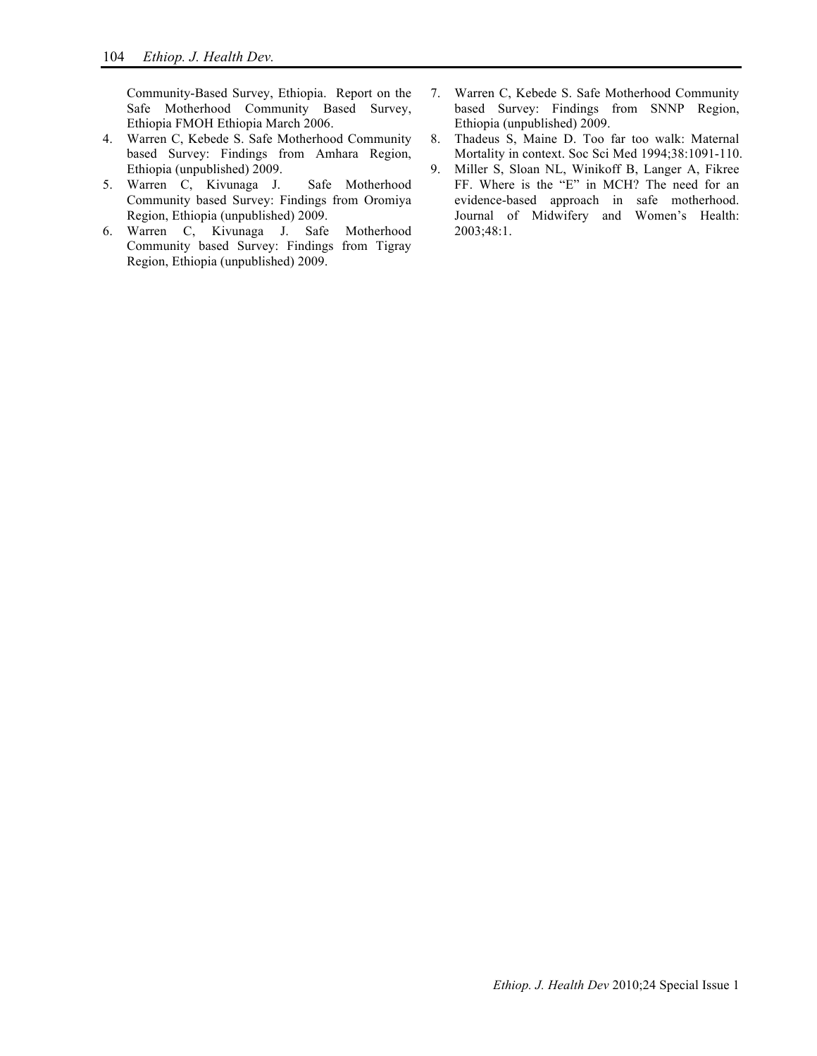Community-Based Survey, Ethiopia. Report on the Safe Motherhood Community Based Survey, Ethiopia FMOH Ethiopia March 2006.

4. Warren C, Kebede S. Safe Motherhood Community based Survey: Findings from Amhara Region, Ethiopia (unpublished) 2009.
5. Warren C, Kivunaga J. Safe Motherhood Community based Survey: Findings from Oromiya Region, Ethiopia (unpublished) 2009.
6. Warren C, Kivunaga J. Safe Motherhood Community based Survey: Findings from Tigray Region, Ethiopia (unpublished) 2009.
7. Warren C, Kebede S. Safe Motherhood Community based Survey: Findings from SNNP Region, Ethiopia (unpublished) 2009.
8. Thadeus S, Maine D. Too far too walk: Maternal Mortality in context. Soc Sci Med 1994;38:1091-110.
9. Miller S, Sloan NL, Winikoff B, Langer A, Fikree FF. Where is the "E" in MCH? The need for an evidence-based approach in safe motherhood. Journal of Midwifery and Women's Health: 2003;48:1.